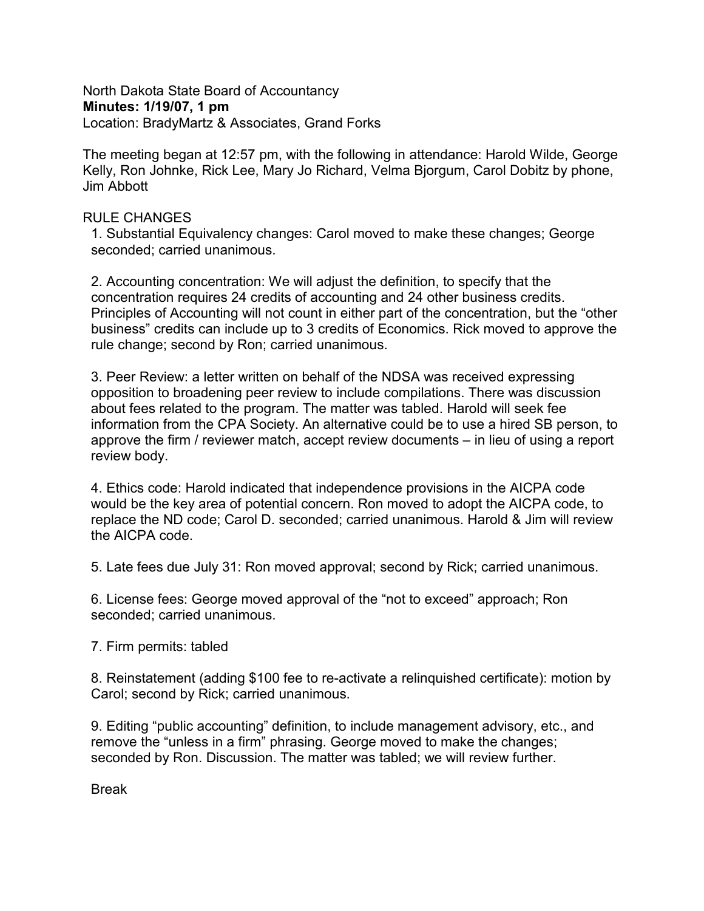North Dakota State Board of Accountancy
**Minutes: 1/19/07, 1 pm**
Location: BradyMartz & Associates, Grand Forks

The meeting began at 12:57 pm, with the following in attendance: Harold Wilde, George Kelly, Ron Johnke, Rick Lee, Mary Jo Richard, Velma Bjorgum, Carol Dobitz by phone, Jim Abbott

RULE CHANGES

1. Substantial Equivalency changes: Carol moved to make these changes; George seconded; carried unanimous.

2. Accounting concentration: We will adjust the definition, to specify that the concentration requires 24 credits of accounting and 24 other business credits. Principles of Accounting will not count in either part of the concentration, but the "other business" credits can include up to 3 credits of Economics. Rick moved to approve the rule change; second by Ron; carried unanimous.

3. Peer Review: a letter written on behalf of the NDSA was received expressing opposition to broadening peer review to include compilations. There was discussion about fees related to the program. The matter was tabled. Harold will seek fee information from the CPA Society. An alternative could be to use a hired SB person, to approve the firm / reviewer match, accept review documents – in lieu of using a report review body.

4. Ethics code: Harold indicated that independence provisions in the AICPA code would be the key area of potential concern. Ron moved to adopt the AICPA code, to replace the ND code; Carol D. seconded; carried unanimous. Harold & Jim will review the AICPA code.

5. Late fees due July 31: Ron moved approval; second by Rick; carried unanimous.

6. License fees: George moved approval of the "not to exceed" approach; Ron seconded; carried unanimous.

7. Firm permits: tabled

8. Reinstatement (adding $100 fee to re-activate a relinquished certificate): motion by Carol; second by Rick; carried unanimous.

9. Editing "public accounting" definition, to include management advisory, etc., and remove the "unless in a firm" phrasing. George moved to make the changes; seconded by Ron. Discussion. The matter was tabled; we will review further.

Break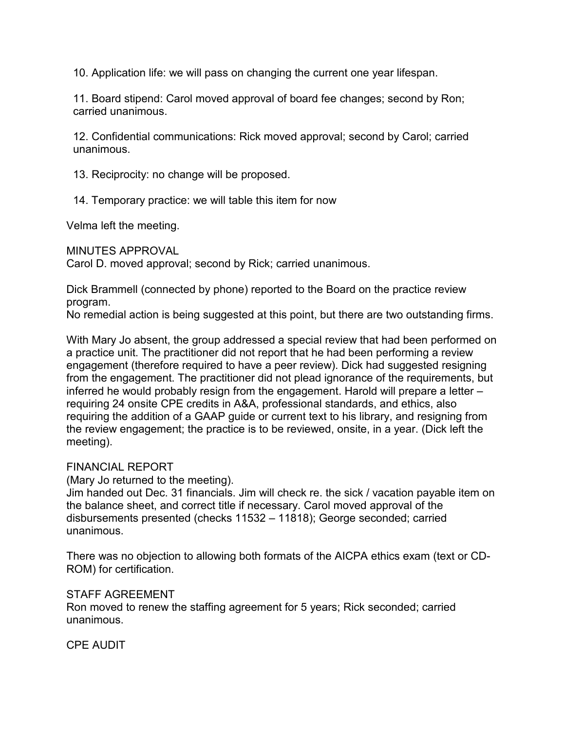10. Application life: we will pass on changing the current one year lifespan.

11. Board stipend: Carol moved approval of board fee changes; second by Ron; carried unanimous.

12. Confidential communications: Rick moved approval; second by Carol; carried unanimous.

13. Reciprocity: no change will be proposed.

14. Temporary practice: we will table this item for now

Velma left the meeting.

MINUTES APPROVAL
Carol D. moved approval; second by Rick; carried unanimous.

Dick Brammell (connected by phone) reported to the Board on the practice review program.
No remedial action is being suggested at this point, but there are two outstanding firms.

With Mary Jo absent, the group addressed a special review that had been performed on a practice unit. The practitioner did not report that he had been performing a review engagement (therefore required to have a peer review). Dick had suggested resigning from the engagement. The practitioner did not plead ignorance of the requirements, but inferred he would probably resign from the engagement. Harold will prepare a letter – requiring 24 onsite CPE credits in A&A, professional standards, and ethics, also requiring the addition of a GAAP guide or current text to his library, and resigning from the review engagement; the practice is to be reviewed, onsite, in a year. (Dick left the meeting).

FINANCIAL REPORT
(Mary Jo returned to the meeting).
Jim handed out Dec. 31 financials. Jim will check re. the sick / vacation payable item on the balance sheet, and correct title if necessary. Carol moved approval of the disbursements presented (checks 11532 – 11818); George seconded; carried unanimous.

There was no objection to allowing both formats of the AICPA ethics exam (text or CD-ROM) for certification.

STAFF AGREEMENT
Ron moved to renew the staffing agreement for 5 years; Rick seconded; carried unanimous.

CPE AUDIT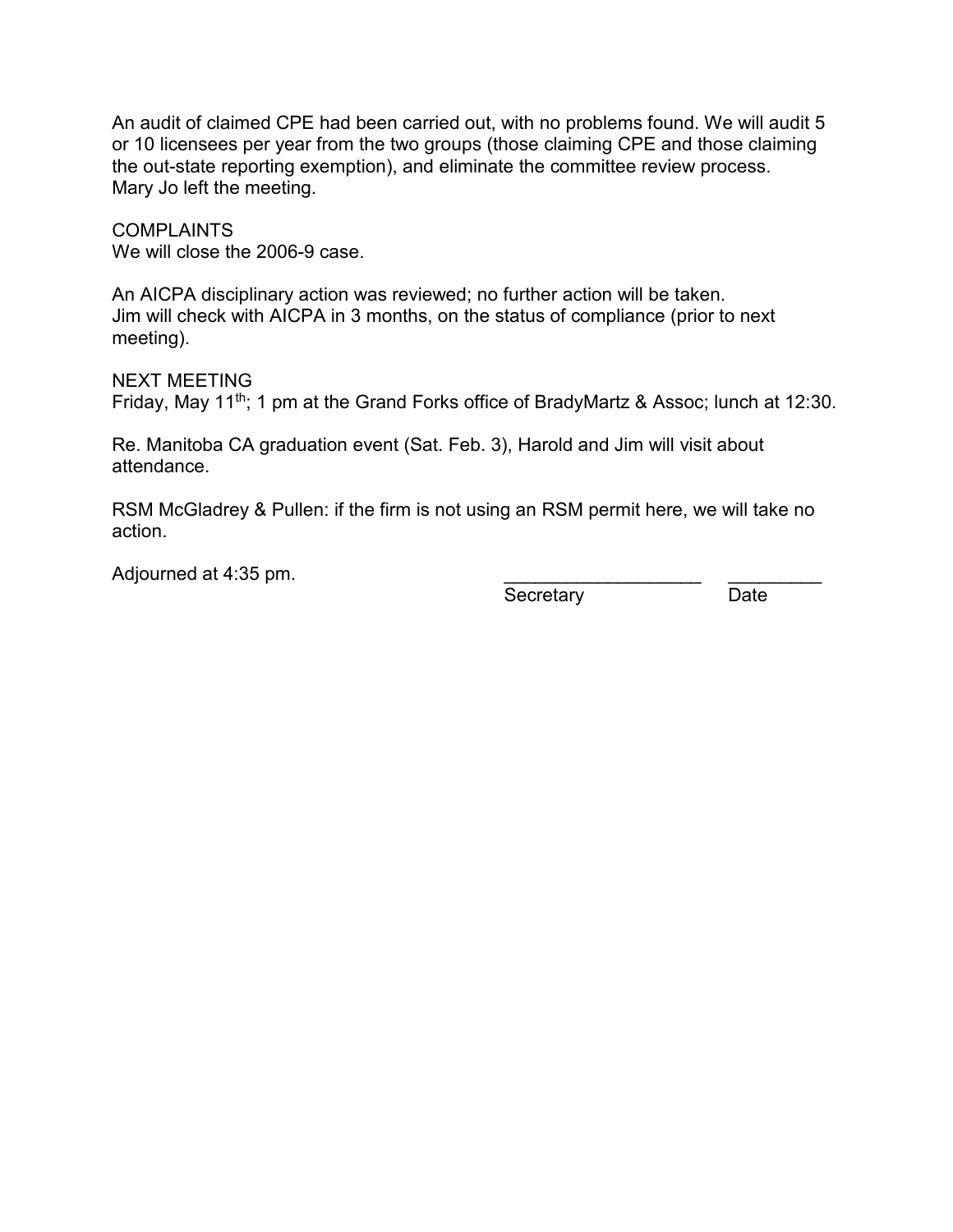An audit of claimed CPE had been carried out, with no problems found. We will audit 5 or 10 licensees per year from the two groups (those claiming CPE and those claiming the out-state reporting exemption), and eliminate the committee review process.
Mary Jo left the meeting.

COMPLAINTS
We will close the 2006-9 case.

An AICPA disciplinary action was reviewed; no further action will be taken.
Jim will check with AICPA in 3 months, on the status of compliance (prior to next meeting).

NEXT MEETING
Friday, May 11th; 1 pm at the Grand Forks office of BradyMartz & Assoc; lunch at 12:30.

Re. Manitoba CA graduation event (Sat. Feb. 3), Harold and Jim will visit about attendance.

RSM McGladrey & Pullen: if the firm is not using an RSM permit here, we will take no action.

Adjourned at 4:35 pm.

___________________ _________
Secretary Date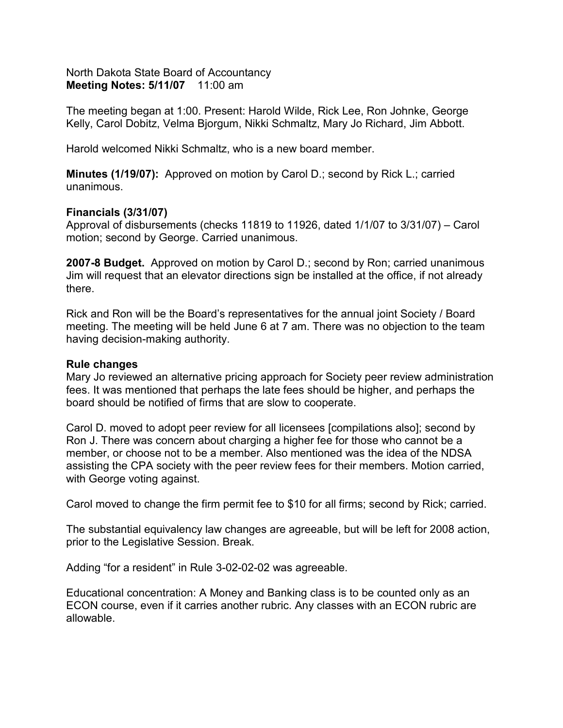North Dakota State Board of Accountancy
**Meeting Notes: 5/11/07** 11:00 am

The meeting began at 1:00. Present: Harold Wilde, Rick Lee, Ron Johnke, George Kelly, Carol Dobitz, Velma Bjorgum, Nikki Schmaltz, Mary Jo Richard, Jim Abbott.

Harold welcomed Nikki Schmaltz, who is a new board member.

**Minutes (1/19/07):** Approved on motion by Carol D.; second by Rick L.; carried unanimous.

**Financials (3/31/07)**
Approval of disbursements (checks 11819 to 11926, dated 1/1/07 to 3/31/07) – Carol motion; second by George. Carried unanimous.

**2007-8 Budget.** Approved on motion by Carol D.; second by Ron; carried unanimous Jim will request that an elevator directions sign be installed at the office, if not already there.

Rick and Ron will be the Board's representatives for the annual joint Society / Board meeting. The meeting will be held June 6 at 7 am. There was no objection to the team having decision-making authority.

**Rule changes**
Mary Jo reviewed an alternative pricing approach for Society peer review administration fees. It was mentioned that perhaps the late fees should be higher, and perhaps the board should be notified of firms that are slow to cooperate.

Carol D. moved to adopt peer review for all licensees [compilations also]; second by Ron J. There was concern about charging a higher fee for those who cannot be a member, or choose not to be a member. Also mentioned was the idea of the NDSA assisting the CPA society with the peer review fees for their members. Motion carried, with George voting against.

Carol moved to change the firm permit fee to $10 for all firms; second by Rick; carried.

The substantial equivalency law changes are agreeable, but will be left for 2008 action, prior to the Legislative Session. Break.

Adding "for a resident" in Rule 3-02-02-02 was agreeable.

Educational concentration: A Money and Banking class is to be counted only as an ECON course, even if it carries another rubric. Any classes with an ECON rubric are allowable.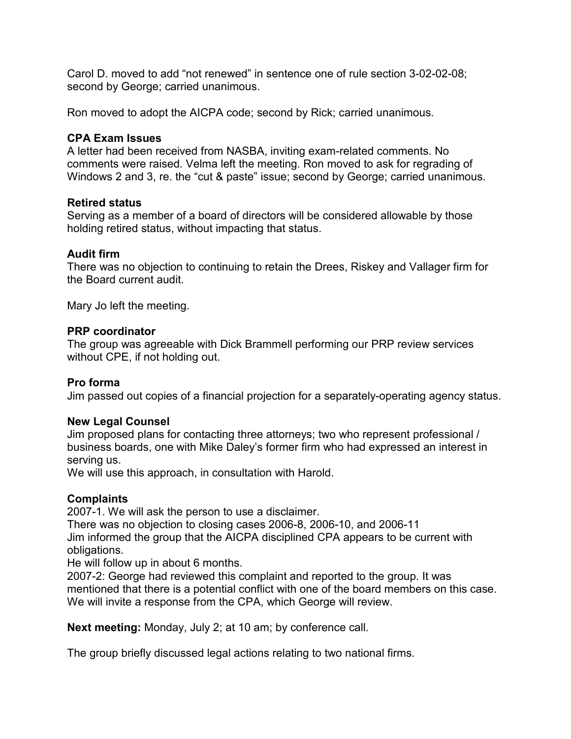Carol D. moved to add “not renewed” in sentence one of rule section 3-02-02-08; second by George; carried unanimous.

Ron moved to adopt the AICPA code; second by Rick; carried unanimous.

**CPA Exam Issues**
A letter had been received from NASBA, inviting exam-related comments. No comments were raised. Velma left the meeting. Ron moved to ask for regrading of Windows 2 and 3, re. the “cut & paste” issue; second by George; carried unanimous.

**Retired status**
Serving as a member of a board of directors will be considered allowable by those holding retired status, without impacting that status.

**Audit firm**
There was no objection to continuing to retain the Drees, Riskey and Vallager firm for the Board current audit.

Mary Jo left the meeting.

**PRP coordinator**
The group was agreeable with Dick Brammell performing our PRP review services without CPE, if not holding out.

**Pro forma**
Jim passed out copies of a financial projection for a separately-operating agency status.

**New Legal Counsel**
Jim proposed plans for contacting three attorneys; two who represent professional / business boards, one with Mike Daley’s former firm who had expressed an interest in serving us.
We will use this approach, in consultation with Harold.

**Complaints**
2007-1. We will ask the person to use a disclaimer.
There was no objection to closing cases 2006-8, 2006-10, and 2006-11
Jim informed the group that the AICPA disciplined CPA appears to be current with obligations.
He will follow up in about 6 months.
2007-2: George had reviewed this complaint and reported to the group. It was mentioned that there is a potential conflict with one of the board members on this case. We will invite a response from the CPA, which George will review.

**Next meeting:** Monday, July 2; at 10 am; by conference call.

The group briefly discussed legal actions relating to two national firms.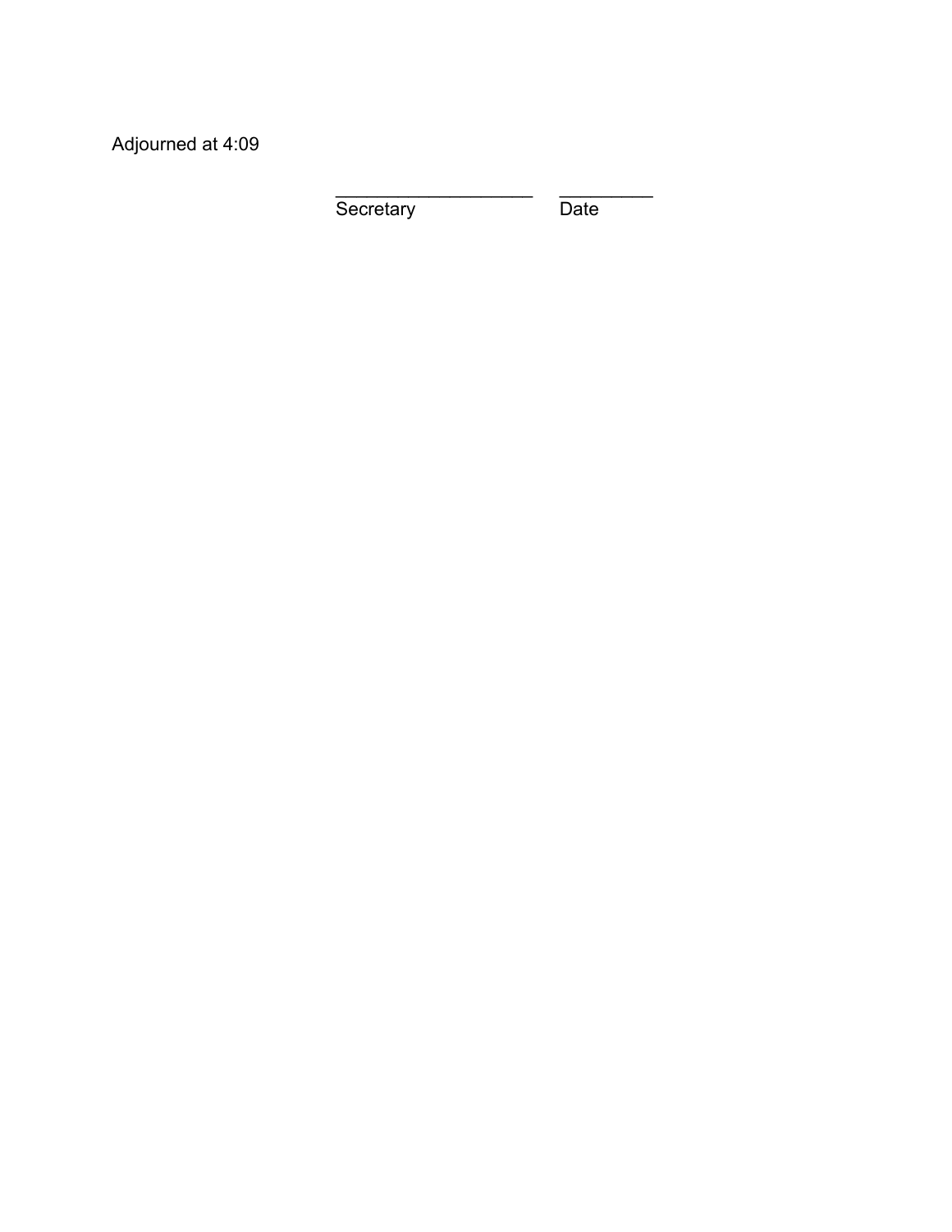Adjourned at 4:09

____________________     __________
Secretary                        Date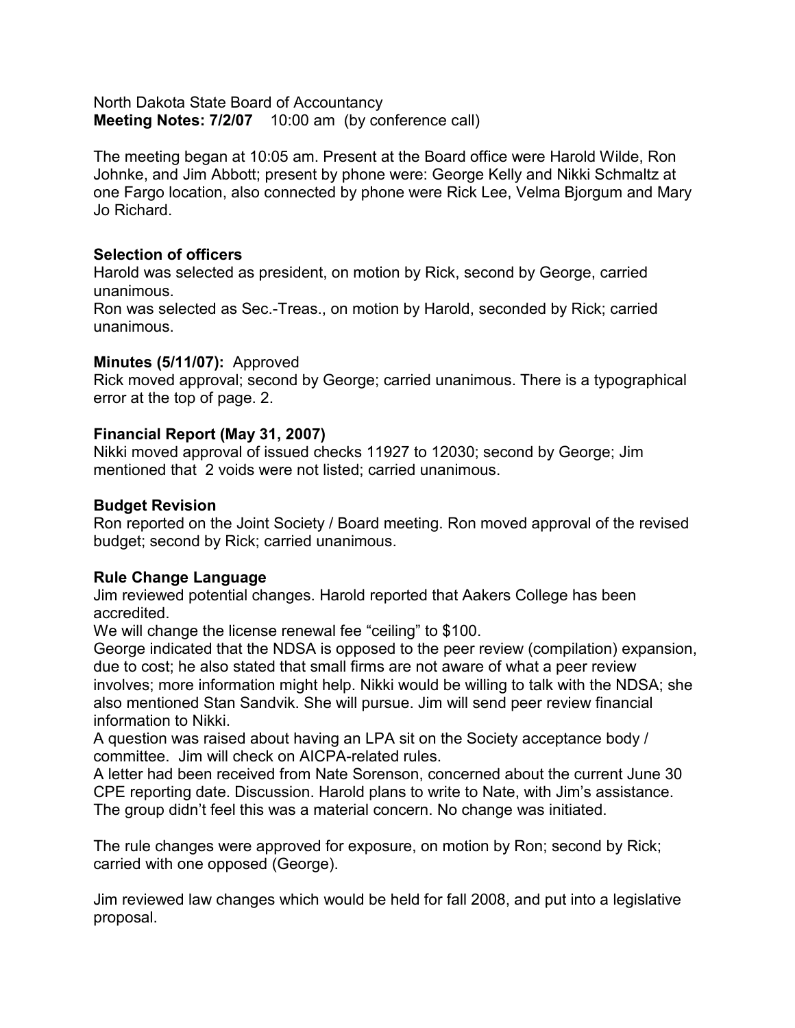North Dakota State Board of Accountancy
**Meeting Notes: 7/2/07** 10:00 am (by conference call)

The meeting began at 10:05 am. Present at the Board office were Harold Wilde, Ron Johnke, and Jim Abbott; present by phone were: George Kelly and Nikki Schmaltz at one Fargo location, also connected by phone were Rick Lee, Velma Bjorgum and Mary Jo Richard.

**Selection of officers**

Harold was selected as president, on motion by Rick, second by George, carried unanimous.

Ron was selected as Sec.-Treas., on motion by Harold, seconded by Rick; carried unanimous.

**Minutes (5/11/07):** Approved

Rick moved approval; second by George; carried unanimous. There is a typographical error at the top of page. 2.

**Financial Report (May 31, 2007)**

Nikki moved approval of issued checks 11927 to 12030; second by George; Jim mentioned that 2 voids were not listed; carried unanimous.

**Budget Revision**

Ron reported on the Joint Society / Board meeting. Ron moved approval of the revised budget; second by Rick; carried unanimous.

**Rule Change Language**

Jim reviewed potential changes. Harold reported that Aakers College has been accredited.

We will change the license renewal fee “ceiling” to $100.

George indicated that the NDSA is opposed to the peer review (compilation) expansion, due to cost; he also stated that small firms are not aware of what a peer review involves; more information might help. Nikki would be willing to talk with the NDSA; she also mentioned Stan Sandvik. She will pursue. Jim will send peer review financial information to Nikki.

A question was raised about having an LPA sit on the Society acceptance body / committee. Jim will check on AICPA-related rules.

A letter had been received from Nate Sorenson, concerned about the current June 30 CPE reporting date. Discussion. Harold plans to write to Nate, with Jim’s assistance. The group didn’t feel this was a material concern. No change was initiated.

The rule changes were approved for exposure, on motion by Ron; second by Rick; carried with one opposed (George).

Jim reviewed law changes which would be held for fall 2008, and put into a legislative proposal.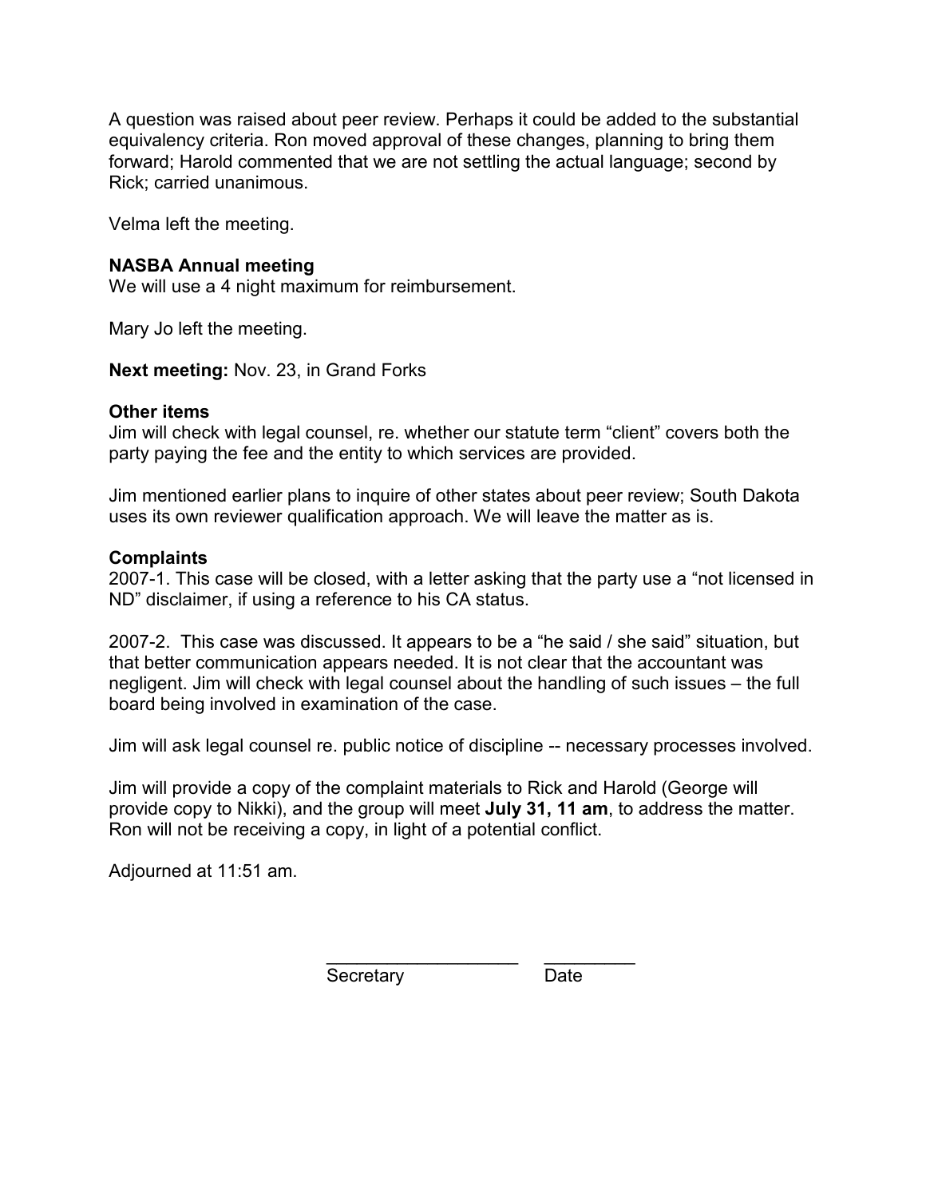A question was raised about peer review. Perhaps it could be added to the substantial equivalency criteria. Ron moved approval of these changes, planning to bring them forward; Harold commented that we are not settling the actual language; second by Rick; carried unanimous.

Velma left the meeting.

**NASBA Annual meeting**
We will use a 4 night maximum for reimbursement.

Mary Jo left the meeting.

**Next meeting:** Nov. 23, in Grand Forks

**Other items**
Jim will check with legal counsel, re. whether our statute term "client" covers both the party paying the fee and the entity to which services are provided.

Jim mentioned earlier plans to inquire of other states about peer review; South Dakota uses its own reviewer qualification approach. We will leave the matter as is.

**Complaints**
2007-1. This case will be closed, with a letter asking that the party use a "not licensed in ND" disclaimer, if using a reference to his CA status.

2007-2. This case was discussed. It appears to be a "he said / she said" situation, but that better communication appears needed. It is not clear that the accountant was negligent. Jim will check with legal counsel about the handling of such issues – the full board being involved in examination of the case.

Jim will ask legal counsel re. public notice of discipline -- necessary processes involved.

Jim will provide a copy of the complaint materials to Rick and Harold (George will provide copy to Nikki), and the group will meet **July 31, 11 am**, to address the matter. Ron will not be receiving a copy, in light of a potential conflict.

Adjourned at 11:51 am.

\_\_\_\_\_\_\_\_\_\_\_\_\_\_\_\_\_\_\_\_ \_\_\_\_\_\_\_\_\_\_
Secretary Date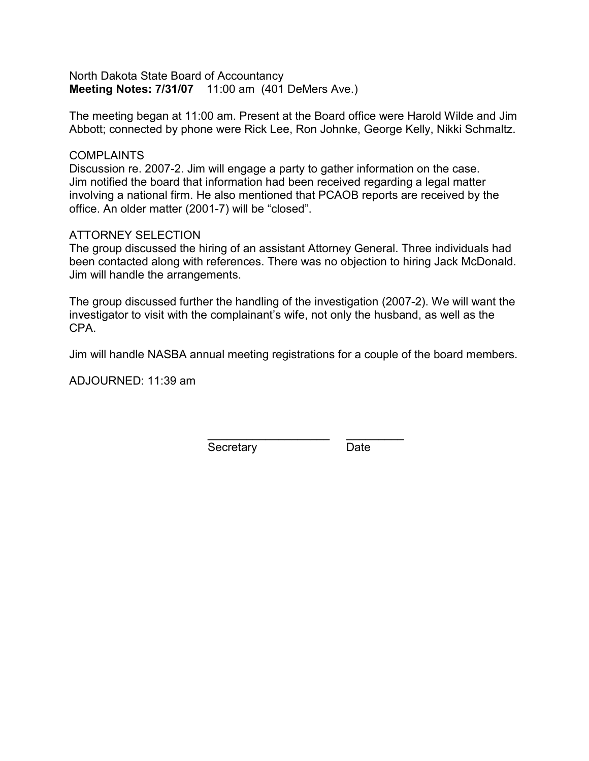North Dakota State Board of Accountancy
**Meeting Notes: 7/31/07** 11:00 am (401 DeMers Ave.)

The meeting began at 11:00 am. Present at the Board office were Harold Wilde and Jim Abbott; connected by phone were Rick Lee, Ron Johnke, George Kelly, Nikki Schmaltz.

COMPLAINTS
Discussion re. 2007-2. Jim will engage a party to gather information on the case. Jim notified the board that information had been received regarding a legal matter involving a national firm. He also mentioned that PCAOB reports are received by the office. An older matter (2001-7) will be "closed".

ATTORNEY SELECTION
The group discussed the hiring of an assistant Attorney General. Three individuals had been contacted along with references. There was no objection to hiring Jack McDonald. Jim will handle the arrangements.

The group discussed further the handling of the investigation (2007-2). We will want the investigator to visit with the complainant's wife, not only the husband, as well as the CPA.

Jim will handle NASBA annual meeting registrations for a couple of the board members.

ADJOURNED: 11:39 am

\_\_\_\_\_\_\_\_\_\_\_\_\_\_\_\_\_\_\_\_ \_\_\_\_\_\_\_\_\_\_
Secretary Date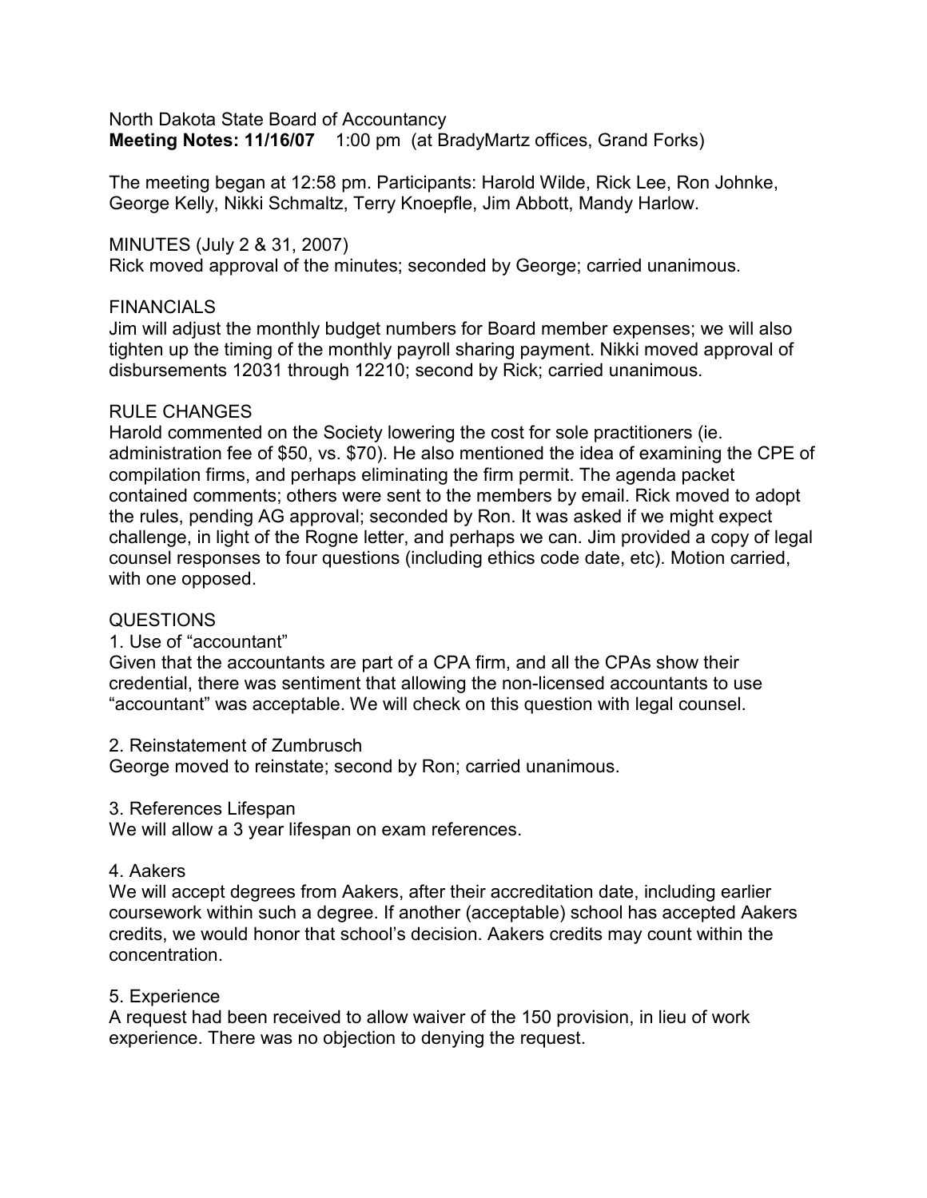North Dakota State Board of Accountancy
**Meeting Notes: 11/16/07** 1:00 pm (at BradyMartz offices, Grand Forks)

The meeting began at 12:58 pm. Participants: Harold Wilde, Rick Lee, Ron Johnke, George Kelly, Nikki Schmaltz, Terry Knoepfle, Jim Abbott, Mandy Harlow.

MINUTES (July 2 & 31, 2007)
Rick moved approval of the minutes; seconded by George; carried unanimous.

FINANCIALS
Jim will adjust the monthly budget numbers for Board member expenses; we will also tighten up the timing of the monthly payroll sharing payment. Nikki moved approval of disbursements 12031 through 12210; second by Rick; carried unanimous.

RULE CHANGES
Harold commented on the Society lowering the cost for sole practitioners (ie. administration fee of $50, vs. $70). He also mentioned the idea of examining the CPE of compilation firms, and perhaps eliminating the firm permit. The agenda packet contained comments; others were sent to the members by email. Rick moved to adopt the rules, pending AG approval; seconded by Ron. It was asked if we might expect challenge, in light of the Rogne letter, and perhaps we can. Jim provided a copy of legal counsel responses to four questions (including ethics code date, etc). Motion carried, with one opposed.

QUESTIONS

1. Use of "accountant"

Given that the accountants are part of a CPA firm, and all the CPAs show their credential, there was sentiment that allowing the non-licensed accountants to use "accountant" was acceptable. We will check on this question with legal counsel.

2. Reinstatement of Zumbrusch

George moved to reinstate; second by Ron; carried unanimous.

3. References Lifespan

We will allow a 3 year lifespan on exam references.

4. Aakers

We will accept degrees from Aakers, after their accreditation date, including earlier coursework within such a degree. If another (acceptable) school has accepted Aakers credits, we would honor that school's decision. Aakers credits may count within the concentration.

5. Experience

A request had been received to allow waiver of the 150 provision, in lieu of work experience. There was no objection to denying the request.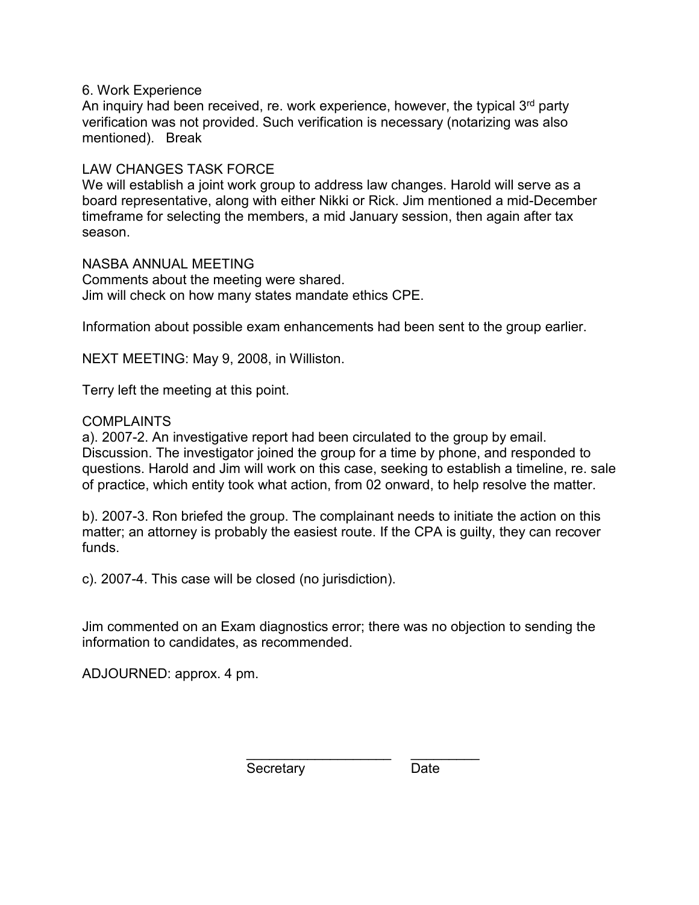6. Work Experience
An inquiry had been received, re. work experience, however, the typical 3rd party verification was not provided. Such verification is necessary (notarizing was also mentioned). Break

LAW CHANGES TASK FORCE
We will establish a joint work group to address law changes. Harold will serve as a board representative, along with either Nikki or Rick. Jim mentioned a mid-December timeframe for selecting the members, a mid January session, then again after tax season.

NASBA ANNUAL MEETING
Comments about the meeting were shared.
Jim will check on how many states mandate ethics CPE.

Information about possible exam enhancements had been sent to the group earlier.

NEXT MEETING: May 9, 2008, in Williston.

Terry left the meeting at this point.

COMPLAINTS
a). 2007-2. An investigative report had been circulated to the group by email. Discussion. The investigator joined the group for a time by phone, and responded to questions. Harold and Jim will work on this case, seeking to establish a timeline, re. sale of practice, which entity took what action, from 02 onward, to help resolve the matter.

b). 2007-3. Ron briefed the group. The complainant needs to initiate the action on this matter; an attorney is probably the easiest route. If the CPA is guilty, they can recover funds.

c). 2007-4. This case will be closed (no jurisdiction).

Jim commented on an Exam diagnostics error; there was no objection to sending the information to candidates, as recommended.

ADJOURNED: approx. 4 pm.

\_\_\_\_\_\_\_\_\_\_\_\_\_\_\_\_\_\_\_\_ \_\_\_\_\_\_\_\_\_\_
Secretary Date